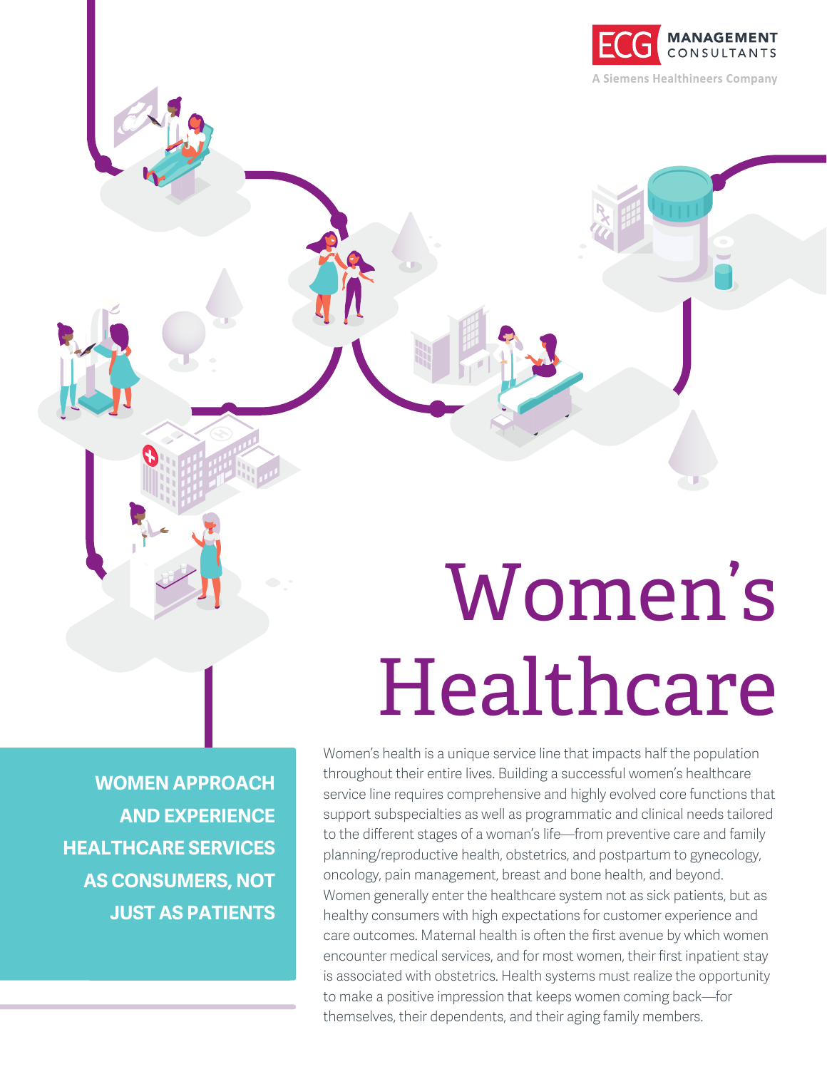ECG MANAGEMENT CONSULTANTS

A Siemens Healthineers Company

# Women's Healthcare

**WOMEN APPROACH AND EXPERIENCE HEALTHCARE SERVICES AS CONSUMERS, NOT JUST AS PATIENTS**

Women's health is a unique service line that impacts half the population throughout their entire lives. Building a successful women's healthcare service line requires comprehensive and highly evolved core functions that support subspecialties as well as programmatic and clinical needs tailored to the different stages of a woman's life—from preventive care and family planning/reproductive health, obstetrics, and postpartum to gynecology, oncology, pain management, breast and bone health, and beyond. Women generally enter the healthcare system not as sick patients, but as healthy consumers with high expectations for customer experience and care outcomes. Maternal health is often the first avenue by which women encounter medical services, and for most women, their first inpatient stay is associated with obstetrics. Health systems must realize the opportunity to make a positive impression that keeps women coming back—for themselves, their dependents, and their aging family members.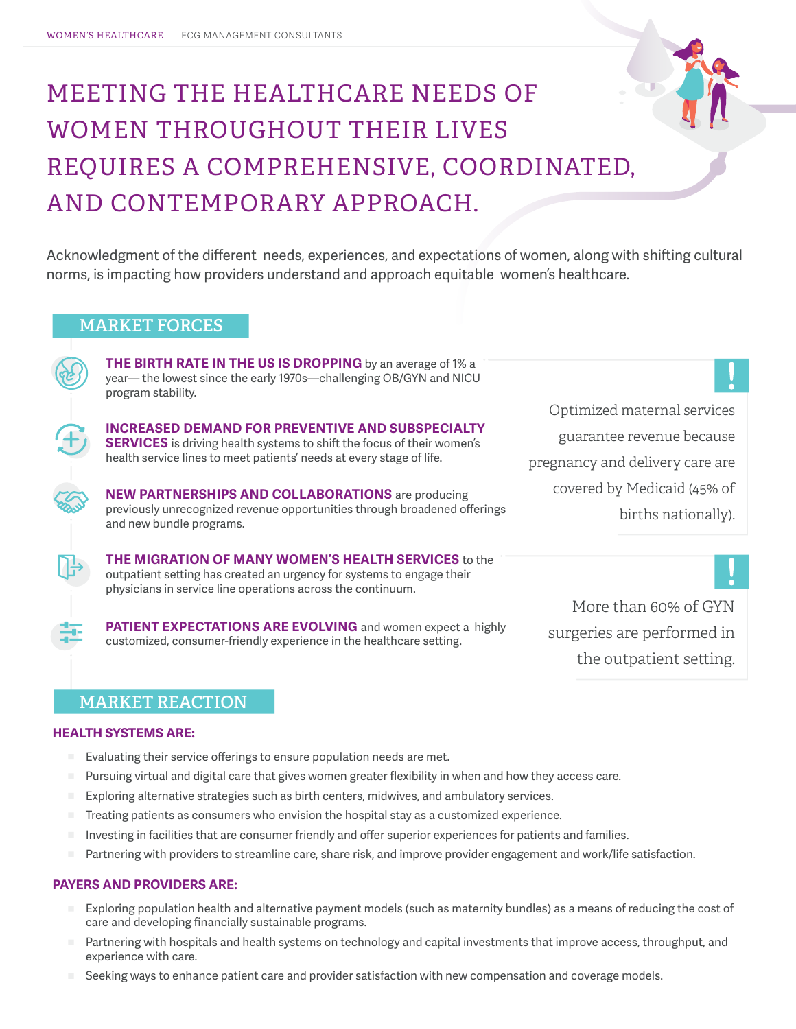# MEETING THE HEALTHCARE NEEDS OF WOMEN THROUGHOUT THEIR LIVES REQUIRES A COMPREHENSIVE, COORDINATED, AND CONTEMPORARY APPROACH.

Acknowledgment of the different needs, experiences, and expectations of women, along with shifting cultural norms, is impacting how providers understand and approach equitable women's healthcare.

## MARKET FORCES

**THE BIRTH RATE IN THE US IS DROPPING** by an average of 1% a year— the lowest since the early 1970s—challenging OB/GYN and NICU program stability.

**INCREASED DEMAND FOR PREVENTIVE AND SUBSPECIALTY SERVICES** is driving health systems to shift the focus of their women's health service lines to meet patients' needs at every stage of life.

**NEW PARTNERSHIPS AND COLLABORATIONS** are producing previously unrecognized revenue opportunities through broadened offerings and new bundle programs.

**THE MIGRATION OF MANY WOMEN'S HEALTH SERVICES** to the outpatient setting has created an urgency for systems to engage their physicians in service line operations across the continuum.

**PATIENT EXPECTATIONS ARE EVOLVING** and women expect a highly customized, consumer-friendly experience in the healthcare setting.

> **!** Optimized maternal services guarantee revenue because pregnancy and delivery care are covered by Medicaid (45% of births nationally).

> **!** More than 60% of GYN surgeries are performed in the outpatient setting.

## MARKET REACTION

### HEALTH SYSTEMS ARE:

- Evaluating their service offerings to ensure population needs are met.
- Pursuing virtual and digital care that gives women greater flexibility in when and how they access care.
- Exploring alternative strategies such as birth centers, midwives, and ambulatory services.
- Treating patients as consumers who envision the hospital stay as a customized experience.
- Investing in facilities that are consumer friendly and offer superior experiences for patients and families.
- Partnering with providers to streamline care, share risk, and improve provider engagement and work/life satisfaction.

### PAYERS AND PROVIDERS ARE:

- Exploring population health and alternative payment models (such as maternity bundles) as a means of reducing the cost of care and developing financially sustainable programs.
- Partnering with hospitals and health systems on technology and capital investments that improve access, throughput, and experience with care.
- Seeking ways to enhance patient care and provider satisfaction with new compensation and coverage models.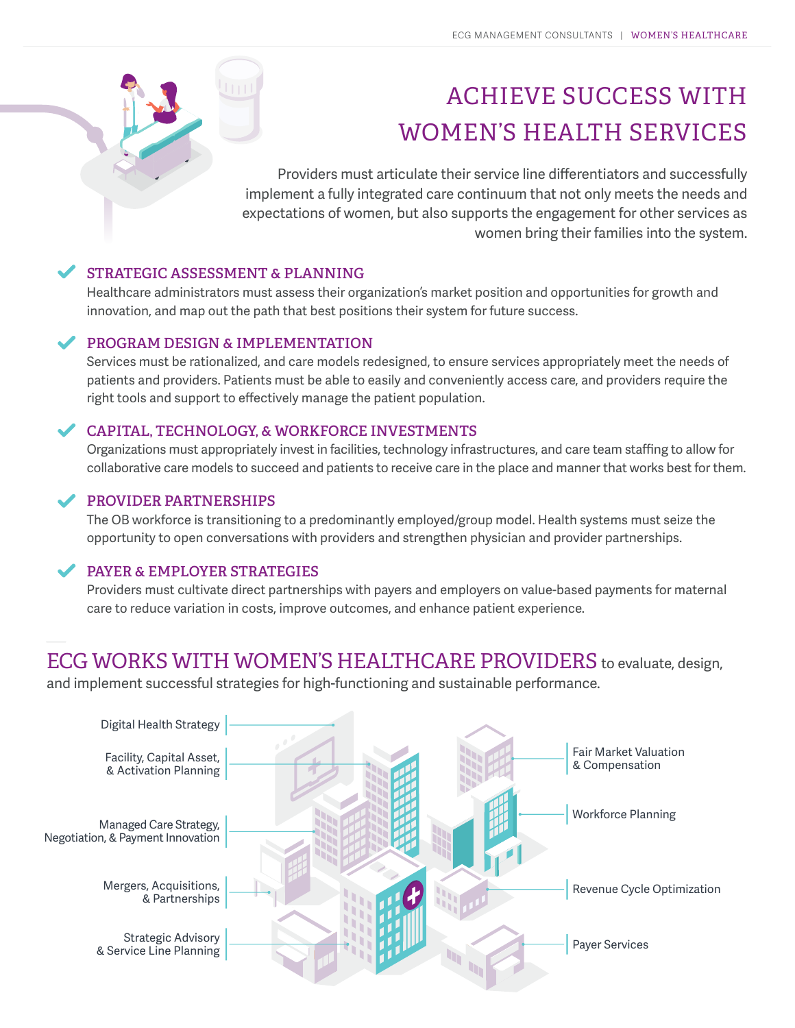# ACHIEVE SUCCESS WITH WOMEN'S HEALTH SERVICES

Providers must articulate their service line differentiators and successfully implement a fully integrated care continuum that not only meets the needs and expectations of women, but also supports the engagement for other services as women bring their families into the system.

### STRATEGIC ASSESSMENT & PLANNING

Healthcare administrators must assess their organization's market position and opportunities for growth and innovation, and map out the path that best positions their system for future success.

### PROGRAM DESIGN & IMPLEMENTATION

Services must be rationalized, and care models redesigned, to ensure services appropriately meet the needs of patients and providers. Patients must be able to easily and conveniently access care, and providers require the right tools and support to effectively manage the patient population.

### CAPITAL, TECHNOLOGY, & WORKFORCE INVESTMENTS

Organizations must appropriately invest in facilities, technology infrastructures, and care team staffing to allow for collaborative care models to succeed and patients to receive care in the place and manner that works best for them.

### PROVIDER PARTNERSHIPS

The OB workforce is transitioning to a predominantly employed/group model. Health systems must seize the opportunity to open conversations with providers and strengthen physician and provider partnerships.

### PAYER & EMPLOYER STRATEGIES

Providers must cultivate direct partnerships with payers and employers on value-based payments for maternal care to reduce variation in costs, improve outcomes, and enhance patient experience.

## ECG WORKS WITH WOMEN'S HEALTHCARE PROVIDERS to evaluate, design, and implement successful strategies for high-functioning and sustainable performance.

- Digital Health Strategy
- Facility, Capital Asset, & Activation Planning
- Managed Care Strategy, Negotiation, & Payment Innovation
- Mergers, Acquisitions, & Partnerships
- Strategic Advisory & Service Line Planning
- Fair Market Valuation & Compensation
- Workforce Planning
- Revenue Cycle Optimization
- Payer Services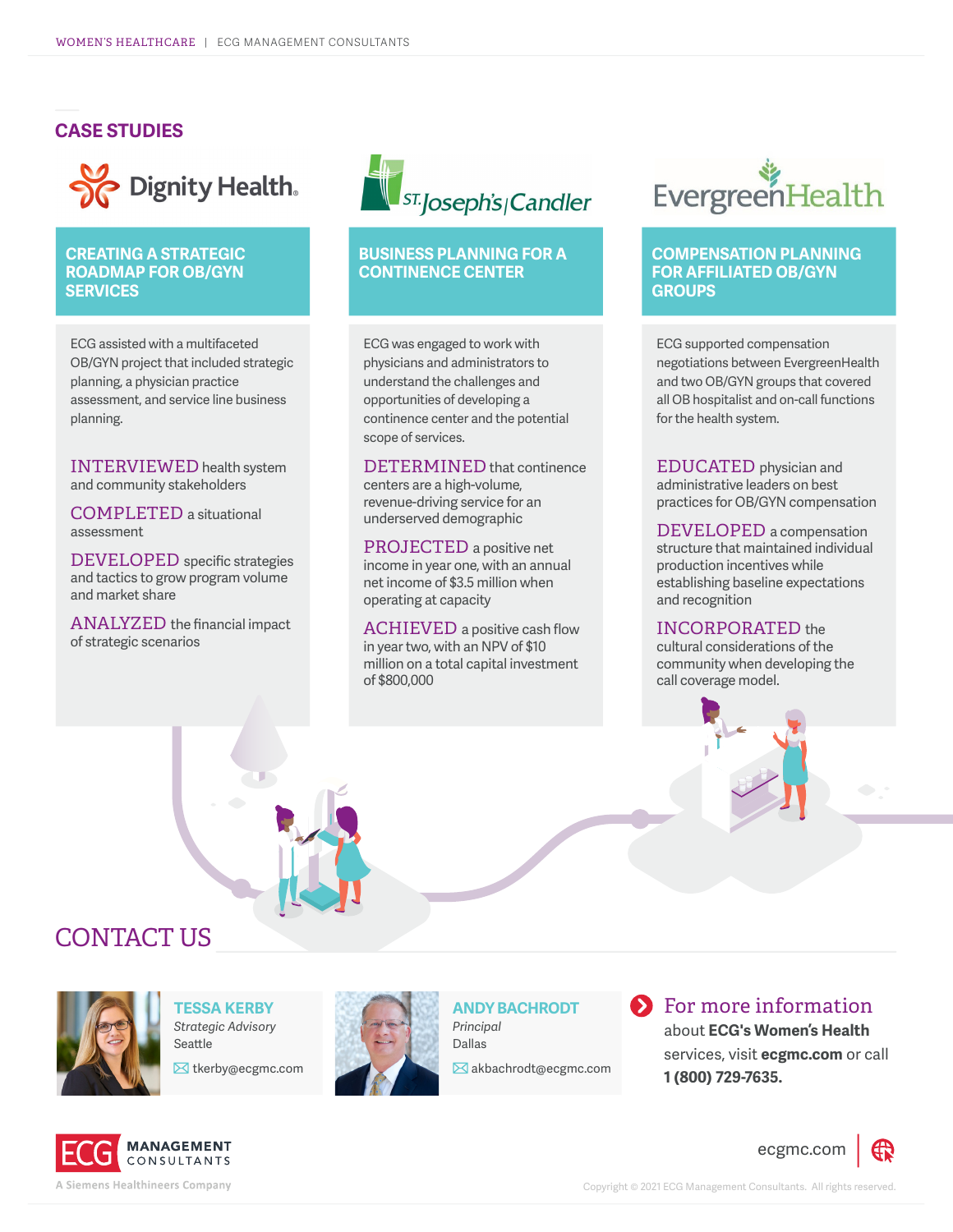## CASE STUDIES

Dignity Health.

### CREATING A STRATEGIC ROADMAP FOR OB/GYN SERVICES

ECG assisted with a multifaceted OB/GYN project that included strategic planning, a physician practice assessment, and service line business planning.

INTERVIEWED health system and community stakeholders

COMPLETED a situational assessment

DEVELOPED specific strategies and tactics to grow program volume and market share

ANALYZED the financial impact of strategic scenarios

St. Joseph's/Candler

### BUSINESS PLANNING FOR A CONTINENCE CENTER

ECG was engaged to work with physicians and administrators to understand the challenges and opportunities of developing a continence center and the potential scope of services.

DETERMINED that continence centers are a high-volume, revenue-driving service for an underserved demographic

PROJECTED a positive net income in year one, with an annual net income of $3.5 million when operating at capacity

ACHIEVED a positive cash flow in year two, with an NPV of $10 million on a total capital investment of $800,000

EvergreenHealth

### COMPENSATION PLANNING FOR AFFILIATED OB/GYN GROUPS

ECG supported compensation negotiations between EvergreenHealth and two OB/GYN groups that covered all OB hospitalist and on-call functions for the health system.

EDUCATED physician and administrative leaders on best practices for OB/GYN compensation

DEVELOPED a compensation structure that maintained individual production incentives while establishing baseline expectations and recognition

INCORPORATED the cultural considerations of the community when developing the call coverage model.

## CONTACT US

**TESSA KERBY**
*Strategic Advisory*
Seattle
tkerby@ecgmc.com

**ANDY BACHRODT**
*Principal*
Dallas
akbachrodt@ecgmc.com

For more information about **ECG's Women's Health** services, visit **ecgmc.com** or call **1 (800) 729-7635.**

ECG MANAGEMENT CONSULTANTS
A Siemens Healthineers Company

ecgmc.com

Copyright © 2021 ECG Management Consultants. All rights reserved.